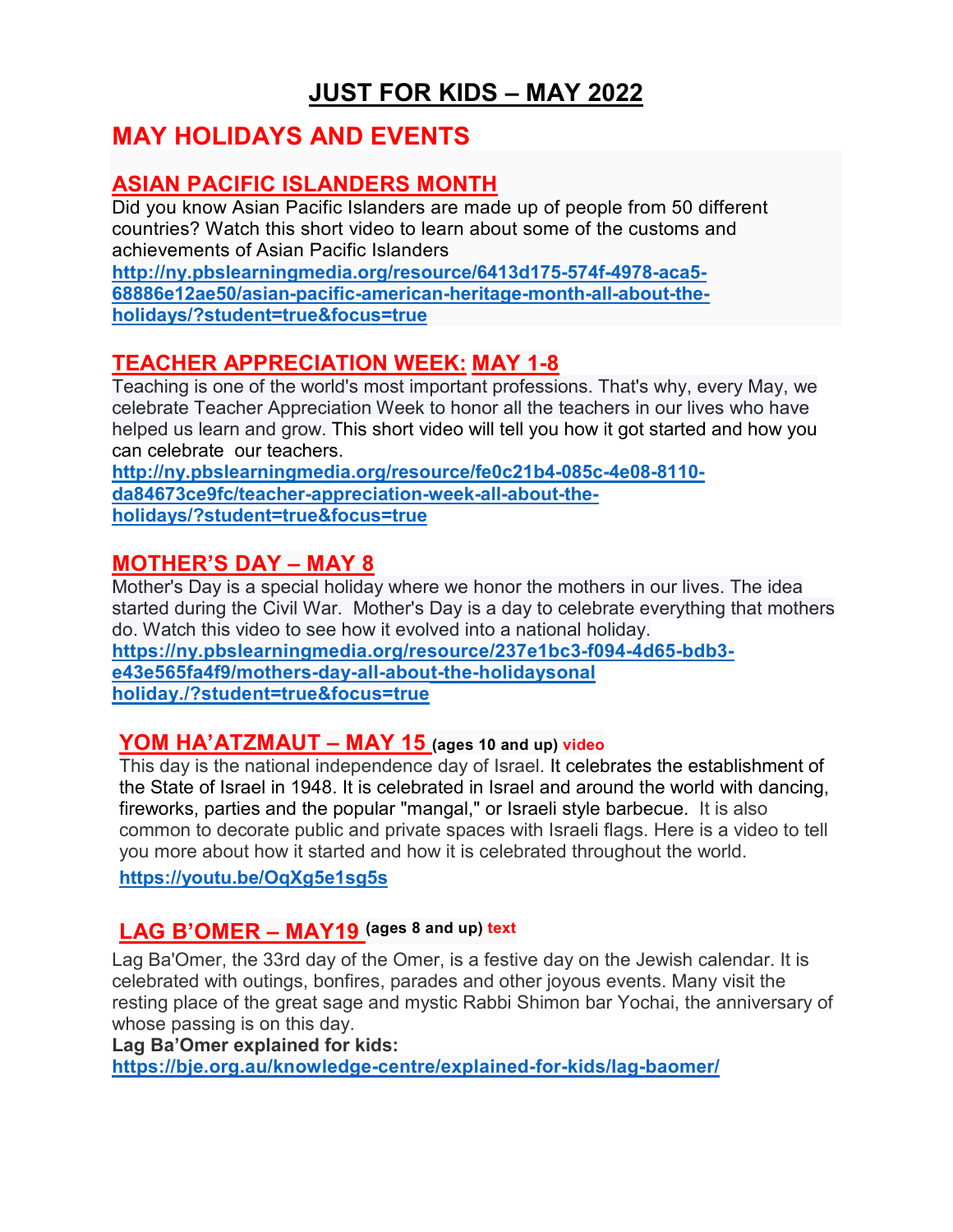# JUST FOR KIDS – MAY 2022

## MAY HOLIDAYS AND EVENTS

### ASIAN PACIFIC ISLANDERS MONTH

Did you know Asian Pacific Islanders are made up of people from 50 different countries? Watch this short video to learn about some of the customs and achievements of Asian Pacific Islanders

**http://ny.pbslearningmedia.org/resource/6413d175-574f-4978-aca5-68886e12ae50/asian-pacific-american-heritage-month-all-about-the-holidays/?student=true&focus=true**

### TEACHER APPRECIATION WEEK: MAY 1-8

Teaching is one of the world's most important professions. That's why, every May, we celebrate Teacher Appreciation Week to honor all the teachers in our lives who have helped us learn and grow. This short video will tell you how it got started and how you can celebrate our teachers.

**http://ny.pbslearningmedia.org/resource/fe0c21b4-085c-4e08-8110-da84673ce9fc/teacher-appreciation-week-all-about-the-holidays/?student=true&focus=true**

### MOTHER'S DAY – MAY 8

Mother's Day is a special holiday where we honor the mothers in our lives. The idea started during the Civil War. Mother's Day is a day to celebrate everything that mothers do. Watch this video to see how it evolved into a national holiday.

**https://ny.pbslearningmedia.org/resource/237e1bc3-f094-4d65-bdb3-e43e565fa4f9/mothers-day-all-about-the-holidaysonal holiday./?student=true&focus=true**

### YOM HA'ATZMAUT – MAY 15 (ages 10 and up) video

This day is the national independence day of Israel. It celebrates the establishment of the State of Israel in 1948. It is celebrated in Israel and around the world with dancing, fireworks, parties and the popular "mangal," or Israeli style barbecue. It is also common to decorate public and private spaces with Israeli flags. Here is a video to tell you more about how it started and how it is celebrated throughout the world.

**https://youtu.be/OqXg5e1sg5s**

### LAG B'OMER – MAY19 (ages 8 and up) text

Lag Ba'Omer, the 33rd day of the Omer, is a festive day on the Jewish calendar. It is celebrated with outings, bonfires, parades and other joyous events. Many visit the resting place of the great sage and mystic Rabbi Shimon bar Yochai, the anniversary of whose passing is on this day.

**Lag Ba'Omer explained for kids:**

**https://bje.org.au/knowledge-centre/explained-for-kids/lag-baomer/**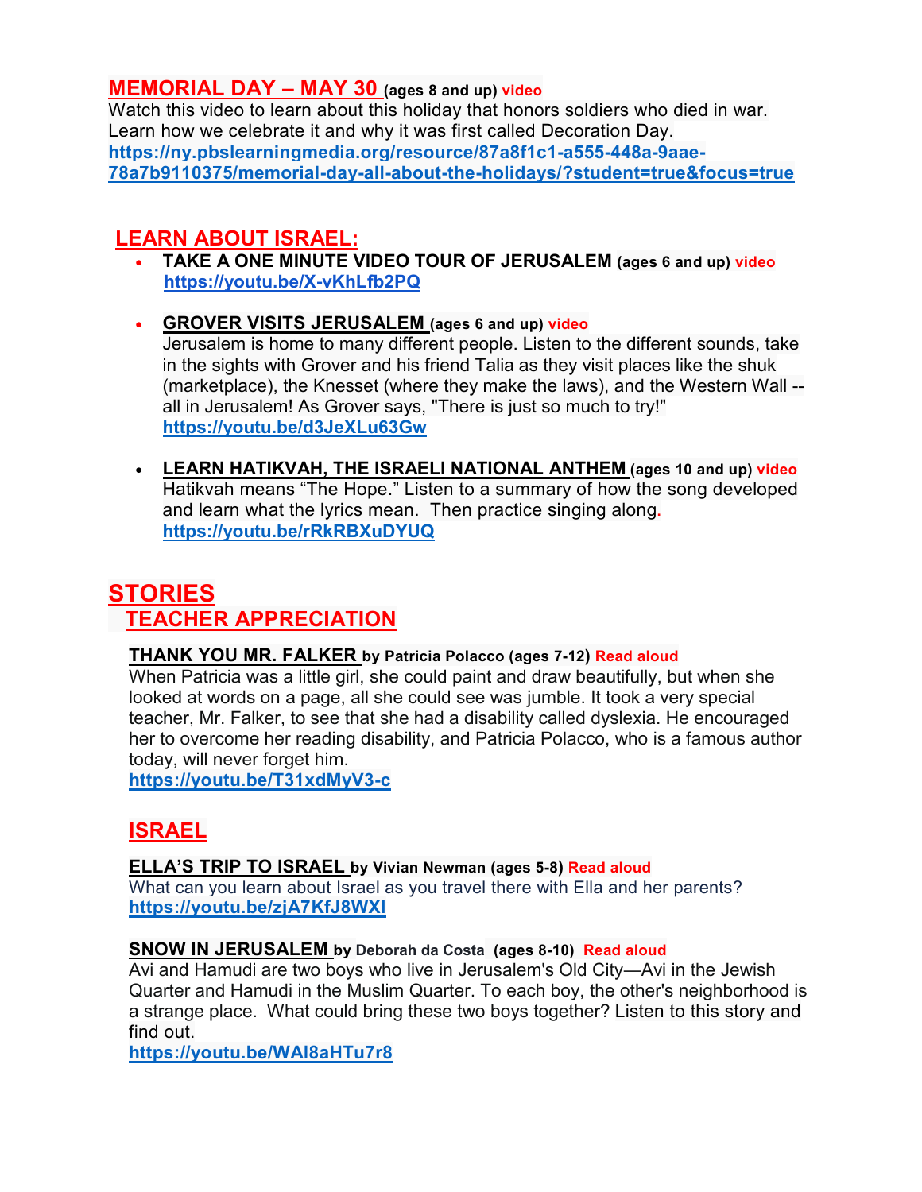## MEMORIAL DAY – MAY 30 (ages 8 and up) video

Watch this video to learn about this holiday that honors soldiers who died in war. Learn how we celebrate it and why it was first called Decoration Day.
**https://ny.pbslearningmedia.org/resource/87a8f1c1-a555-448a-9aae-78a7b9110375/memorial-day-all-about-the-holidays/?student=true&focus=true**

## LEARN ABOUT ISRAEL:

- **TAKE A ONE MINUTE VIDEO TOUR OF JERUSALEM** (ages 6 and up) video
  **https://youtu.be/X-vKhLfb2PQ**

- **GROVER VISITS JERUSALEM** (ages 6 and up) video
  Jerusalem is home to many different people. Listen to the different sounds, take in the sights with Grover and his friend Talia as they visit places like the shuk (marketplace), the Knesset (where they make the laws), and the Western Wall -- all in Jerusalem! As Grover says, "There is just so much to try!"
  **https://youtu.be/d3JeXLu63Gw**

- **LEARN HATIKVAH, THE ISRAELI NATIONAL ANTHEM** (ages 10 and up) video
  Hatikvah means "The Hope." Listen to a summary of how the song developed and learn what the lyrics mean. Then practice singing along.
  **https://youtu.be/rRkRBXuDYUQ**

# STORIES

## TEACHER APPRECIATION

**THANK YOU MR. FALKER** by Patricia Polacco (ages 7-12) Read aloud
When Patricia was a little girl, she could paint and draw beautifully, but when she looked at words on a page, all she could see was jumble. It took a very special teacher, Mr. Falker, to see that she had a disability called dyslexia. He encouraged her to overcome her reading disability, and Patricia Polacco, who is a famous author today, will never forget him.
**https://youtu.be/T31xdMyV3-c**

## ISRAEL

**ELLA'S TRIP TO ISRAEL** by Vivian Newman (ages 5-8) Read aloud
What can you learn about Israel as you travel there with Ella and her parents?
**https://youtu.be/zjA7KfJ8WXI**

**SNOW IN JERUSALEM** by Deborah da Costa (ages 8-10) Read aloud
Avi and Hamudi are two boys who live in Jerusalem's Old City—Avi in the Jewish Quarter and Hamudi in the Muslim Quarter. To each boy, the other's neighborhood is a strange place. What could bring these two boys together? Listen to this story and find out.
**https://youtu.be/WAl8aHTu7r8**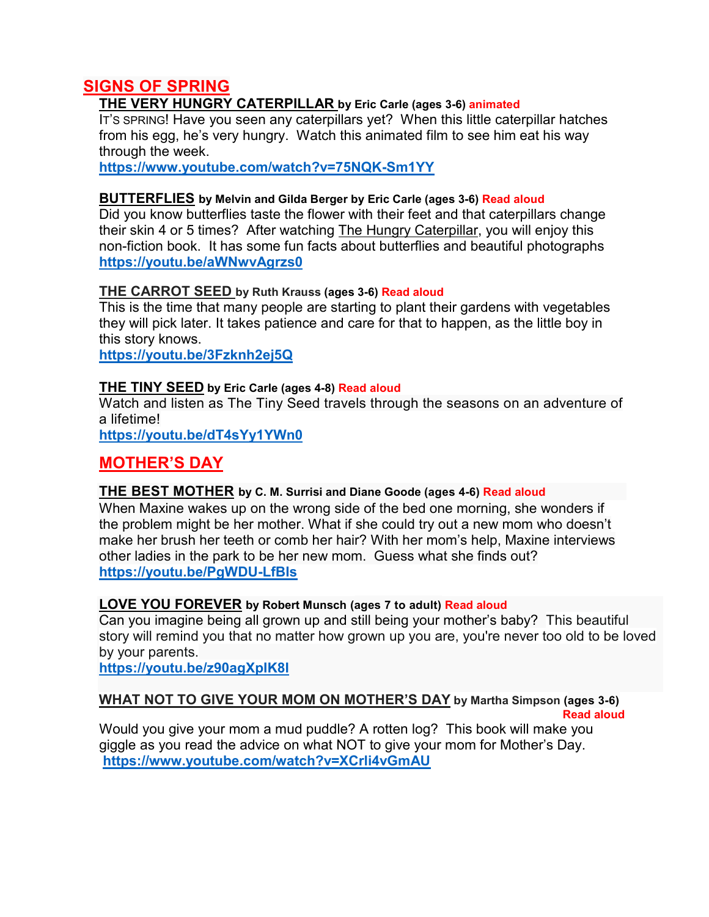## SIGNS OF SPRING

**THE VERY HUNGRY CATERPILLAR by Eric Carle (ages 3-6)** **animated**
IT'S SPRING! Have you seen any caterpillars yet? When this little caterpillar hatches from his egg, he's very hungry. Watch this animated film to see him eat his way through the week.
**https://www.youtube.com/watch?v=75NQK-Sm1YY**

**BUTTERFLIES by Melvin and Gilda Berger by Eric Carle (ages 3-6)** **Read aloud**
Did you know butterflies taste the flower with their feet and that caterpillars change their skin 4 or 5 times? After watching The Hungry Caterpillar, you will enjoy this non-fiction book. It has some fun facts about butterflies and beautiful photographs
**https://youtu.be/aWNwvAgrzs0**

**THE CARROT SEED by Ruth Krauss (ages 3-6)** **Read aloud**
This is the time that many people are starting to plant their gardens with vegetables they will pick later. It takes patience and care for that to happen, as the little boy in this story knows.
**https://youtu.be/3Fzknh2ej5Q**

**THE TINY SEED by Eric Carle (ages 4-8)** **Read aloud**
Watch and listen as The Tiny Seed travels through the seasons on an adventure of a lifetime!
**https://youtu.be/dT4sYy1YWn0**

## MOTHER'S DAY

**THE BEST MOTHER by C. M. Surrisi and Diane Goode (ages 4-6)** **Read aloud**
When Maxine wakes up on the wrong side of the bed one morning, she wonders if the problem might be her mother. What if she could try out a new mom who doesn't make her brush her teeth or comb her hair? With her mom's help, Maxine interviews other ladies in the park to be her new mom. Guess what she finds out?
**https://youtu.be/PgWDU-LfBls**

**LOVE YOU FOREVER by Robert Munsch (ages 7 to adult)** **Read aloud**
Can you imagine being all grown up and still being your mother's baby? This beautiful story will remind you that no matter how grown up you are, you're never too old to be loved by your parents.
**https://youtu.be/z90agXplK8I**

**WHAT NOT TO GIVE YOUR MOM ON MOTHER'S DAY by Martha Simpson (ages 3-6)** **Read aloud**
Would you give your mom a mud puddle? A rotten log? This book will make you giggle as you read the advice on what NOT to give your mom for Mother's Day.
**https://www.youtube.com/watch?v=XCrli4vGmAU**